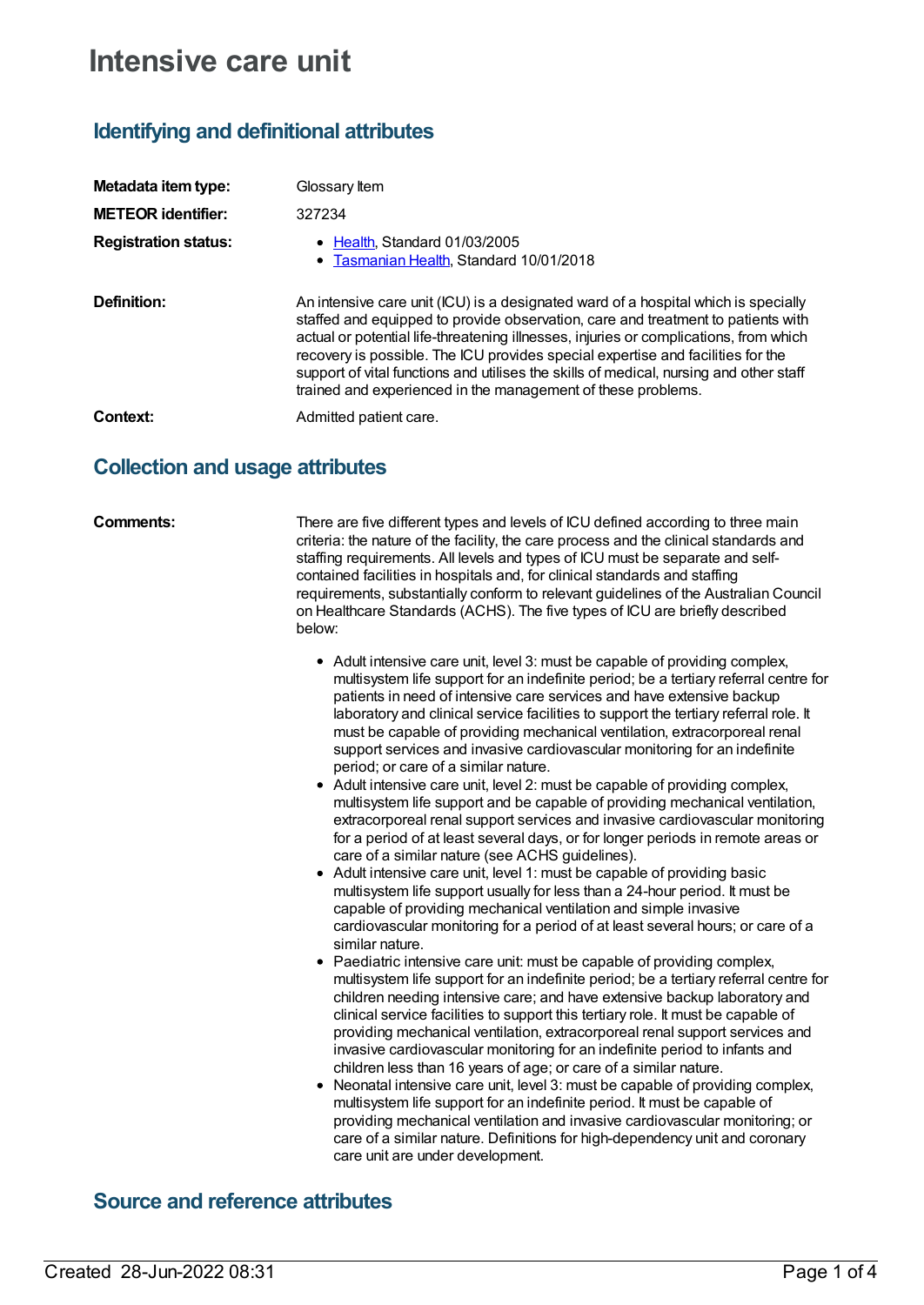# Intensive care unit

## Identifying and definitional attributes

**Metadata item type:** Glossary Item

**METEOR identifier:** 327234

**Registration status:**

- Health, Standard 01/03/2005
- Tasmanian Health, Standard 10/01/2018

**Definition:** An intensive care unit (ICU) is a designated ward of a hospital which is specially staffed and equipped to provide observation, care and treatment to patients with actual or potential life-threatening illnesses, injuries or complications, from which recovery is possible. The ICU provides special expertise and facilities for the support of vital functions and utilises the skills of medical, nursing and other staff trained and experienced in the management of these problems.

**Context:** Admitted patient care.

## Collection and usage attributes

**Comments:** There are five different types and levels of ICU defined according to three main criteria: the nature of the facility, the care process and the clinical standards and staffing requirements. All levels and types of ICU must be separate and self-contained facilities in hospitals and, for clinical standards and staffing requirements, substantially conform to relevant guidelines of the Australian Council on Healthcare Standards (ACHS). The five types of ICU are briefly described below:

- Adult intensive care unit, level 3: must be capable of providing complex, multisystem life support for an indefinite period; be a tertiary referral centre for patients in need of intensive care services and have extensive backup laboratory and clinical service facilities to support the tertiary referral role. It must be capable of providing mechanical ventilation, extracorporeal renal support services and invasive cardiovascular monitoring for an indefinite period; or care of a similar nature.
- Adult intensive care unit, level 2: must be capable of providing complex, multisystem life support and be capable of providing mechanical ventilation, extracorporeal renal support services and invasive cardiovascular monitoring for a period of at least several days, or for longer periods in remote areas or care of a similar nature (see ACHS guidelines).
- Adult intensive care unit, level 1: must be capable of providing basic multisystem life support usually for less than a 24-hour period. It must be capable of providing mechanical ventilation and simple invasive cardiovascular monitoring for a period of at least several hours; or care of a similar nature.
- Paediatric intensive care unit: must be capable of providing complex, multisystem life support for an indefinite period; be a tertiary referral centre for children needing intensive care; and have extensive backup laboratory and clinical service facilities to support this tertiary role. It must be capable of providing mechanical ventilation, extracorporeal renal support services and invasive cardiovascular monitoring for an indefinite period to infants and children less than 16 years of age; or care of a similar nature.
- Neonatal intensive care unit, level 3: must be capable of providing complex, multisystem life support for an indefinite period. It must be capable of providing mechanical ventilation and invasive cardiovascular monitoring; or care of a similar nature. Definitions for high-dependency unit and coronary care unit are under development.

## Source and reference attributes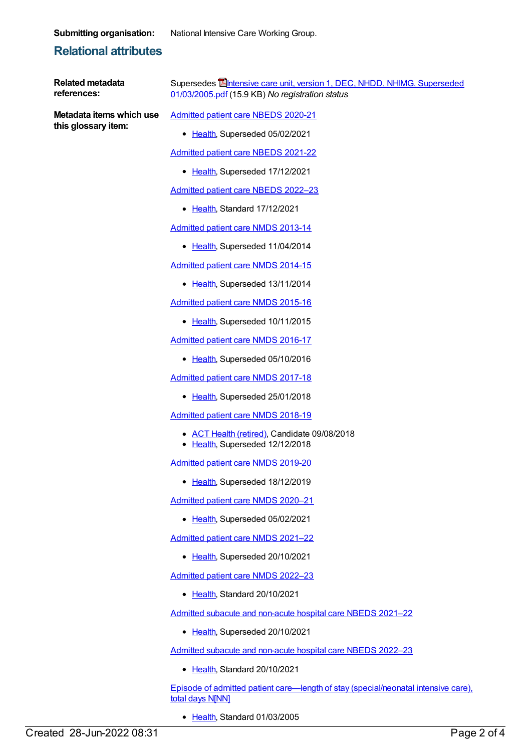**Submitting organisation:** National Intensive Care Working Group.

## Relational attributes

**Related metadata references:**

Supersedes Intensive care unit, version 1, DEC, NHDD, NHIMG, Superseded 01/03/2005.pdf (15.9 KB) *No registration status*

**Metadata items which use this glossary item:**

Admitted patient care NBEDS 2020-21

- Health, Superseded 05/02/2021

Admitted patient care NBEDS 2021-22

- Health, Superseded 17/12/2021

Admitted patient care NBEDS 2022–23

- Health, Standard 17/12/2021

Admitted patient care NMDS 2013-14

- Health, Superseded 11/04/2014

Admitted patient care NMDS 2014-15

- Health, Superseded 13/11/2014

Admitted patient care NMDS 2015-16

- Health, Superseded 10/11/2015

Admitted patient care NMDS 2016-17

- Health, Superseded 05/10/2016

Admitted patient care NMDS 2017-18

- Health, Superseded 25/01/2018

Admitted patient care NMDS 2018-19

- ACT Health (retired), Candidate 09/08/2018
- Health, Superseded 12/12/2018

Admitted patient care NMDS 2019-20

- Health, Superseded 18/12/2019

Admitted patient care NMDS 2020–21

- Health, Superseded 05/02/2021

Admitted patient care NMDS 2021–22

- Health, Superseded 20/10/2021

Admitted patient care NMDS 2022–23

- Health, Standard 20/10/2021

Admitted subacute and non-acute hospital care NBEDS 2021–22

- Health, Superseded 20/10/2021

Admitted subacute and non-acute hospital care NBEDS 2022–23

- Health, Standard 20/10/2021

Episode of admitted patient care—length of stay (special/neonatal intensive care), total days N[NN]

- Health, Standard 01/03/2005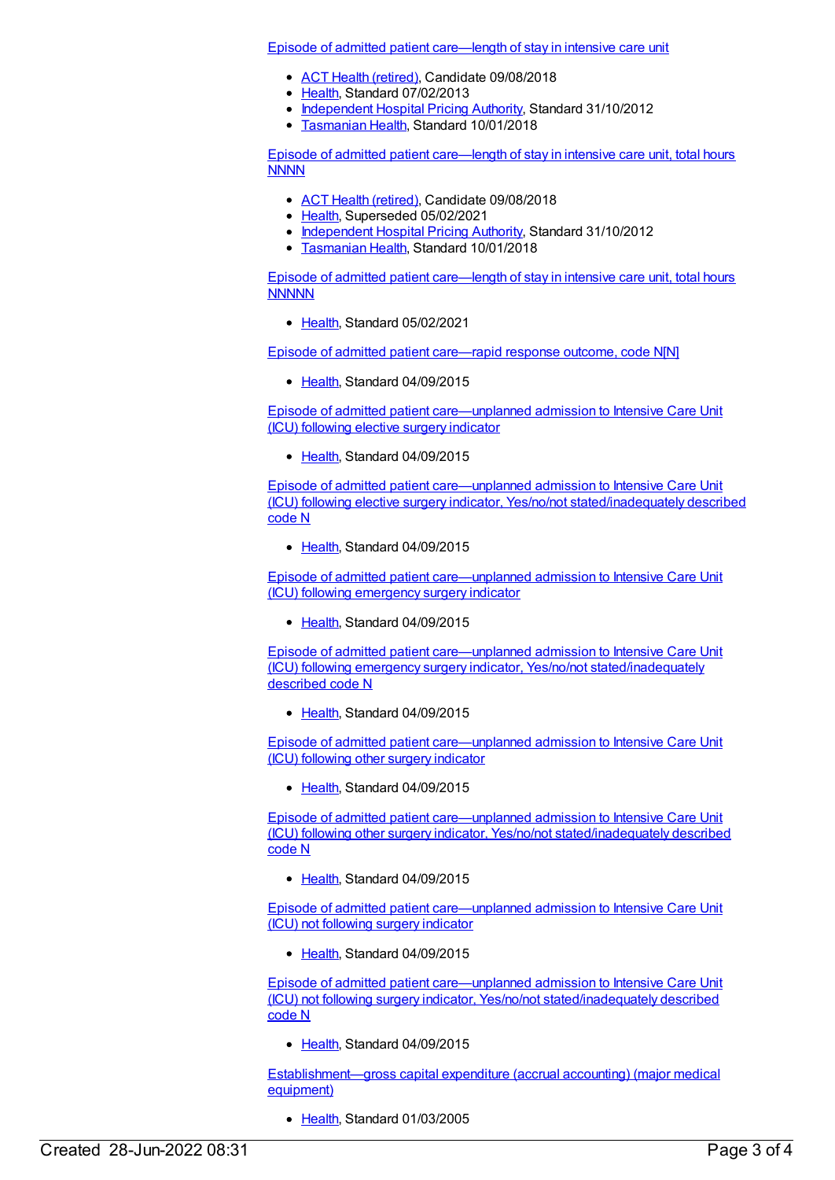Episode of admitted patient care—length of stay in intensive care unit

- ACT Health (retired), Candidate 09/08/2018
- Health, Standard 07/02/2013
- Independent Hospital Pricing Authority, Standard 31/10/2012
- Tasmanian Health, Standard 10/01/2018

Episode of admitted patient care—length of stay in intensive care unit, total hours NNNN

- ACT Health (retired), Candidate 09/08/2018
- Health, Superseded 05/02/2021
- Independent Hospital Pricing Authority, Standard 31/10/2012
- Tasmanian Health, Standard 10/01/2018

Episode of admitted patient care—length of stay in intensive care unit, total hours NNNNN

- Health, Standard 05/02/2021

Episode of admitted patient care—rapid response outcome, code N[N]

- Health, Standard 04/09/2015

Episode of admitted patient care—unplanned admission to Intensive Care Unit (ICU) following elective surgery indicator

- Health, Standard 04/09/2015

Episode of admitted patient care—unplanned admission to Intensive Care Unit (ICU) following elective surgery indicator, Yes/no/not stated/inadequately described code N

- Health, Standard 04/09/2015

Episode of admitted patient care—unplanned admission to Intensive Care Unit (ICU) following emergency surgery indicator

- Health, Standard 04/09/2015

Episode of admitted patient care—unplanned admission to Intensive Care Unit (ICU) following emergency surgery indicator, Yes/no/not stated/inadequately described code N

- Health, Standard 04/09/2015

Episode of admitted patient care—unplanned admission to Intensive Care Unit (ICU) following other surgery indicator

- Health, Standard 04/09/2015

Episode of admitted patient care—unplanned admission to Intensive Care Unit (ICU) following other surgery indicator, Yes/no/not stated/inadequately described code N

- Health, Standard 04/09/2015

Episode of admitted patient care—unplanned admission to Intensive Care Unit (ICU) not following surgery indicator

- Health, Standard 04/09/2015

Episode of admitted patient care—unplanned admission to Intensive Care Unit (ICU) not following surgery indicator, Yes/no/not stated/inadequately described code N

- Health, Standard 04/09/2015

Establishment—gross capital expenditure (accrual accounting) (major medical equipment)

- Health, Standard 01/03/2005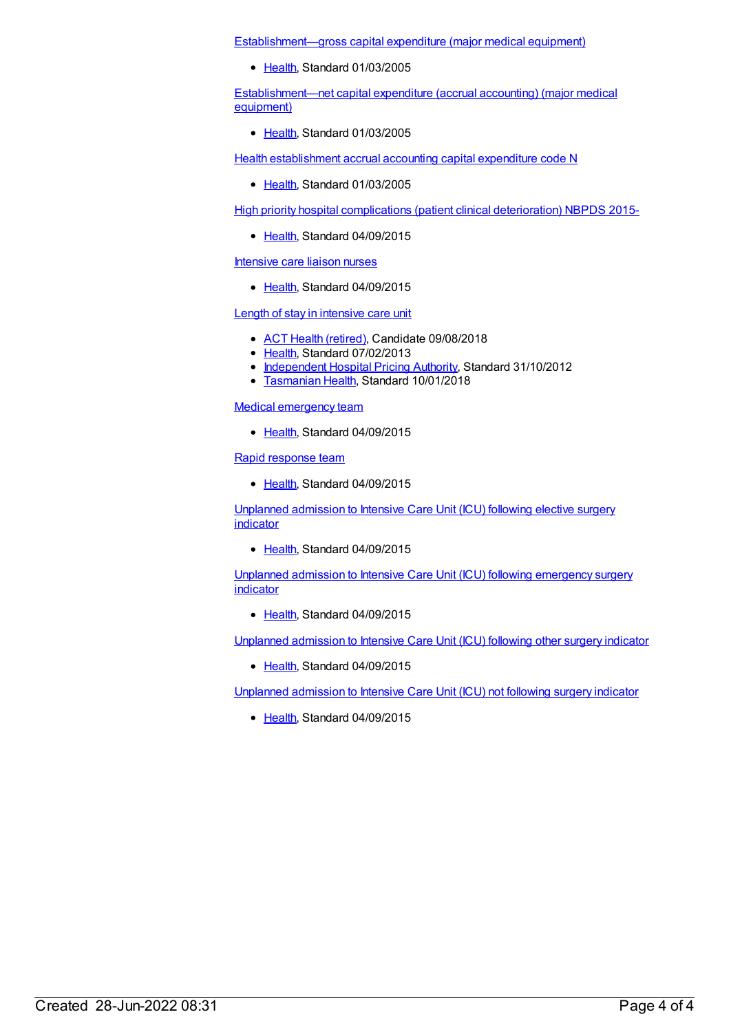Establishment—gross capital expenditure (major medical equipment)

- Health, Standard 01/03/2005

Establishment—net capital expenditure (accrual accounting) (major medical equipment)

- Health, Standard 01/03/2005

Health establishment accrual accounting capital expenditure code N

- Health, Standard 01/03/2005

High priority hospital complications (patient clinical deterioration) NBPDS 2015-

- Health, Standard 04/09/2015

Intensive care liaison nurses

- Health, Standard 04/09/2015

Length of stay in intensive care unit

- ACT Health (retired), Candidate 09/08/2018
- Health, Standard 07/02/2013
- Independent Hospital Pricing Authority, Standard 31/10/2012
- Tasmanian Health, Standard 10/01/2018

Medical emergency team

- Health, Standard 04/09/2015

Rapid response team

- Health, Standard 04/09/2015

Unplanned admission to Intensive Care Unit (ICU) following elective surgery indicator

- Health, Standard 04/09/2015

Unplanned admission to Intensive Care Unit (ICU) following emergency surgery indicator

- Health, Standard 04/09/2015

Unplanned admission to Intensive Care Unit (ICU) following other surgery indicator

- Health, Standard 04/09/2015

Unplanned admission to Intensive Care Unit (ICU) not following surgery indicator

- Health, Standard 04/09/2015